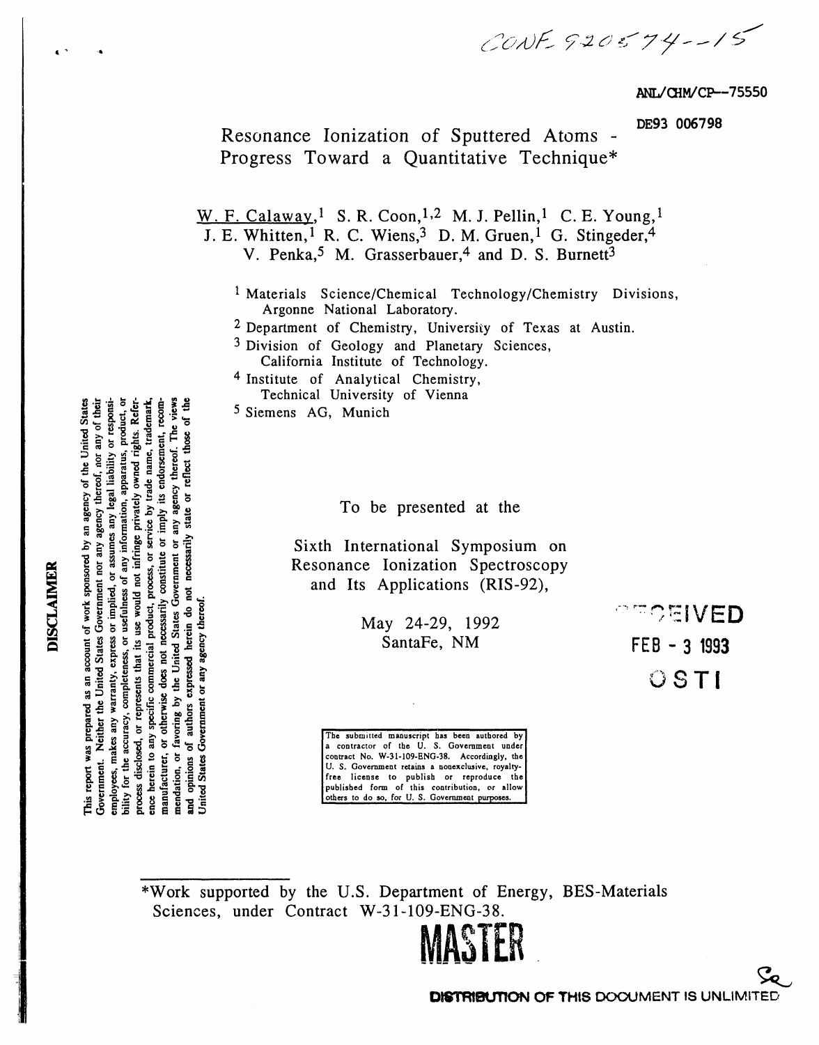CONF-920574--15

ANL/CHM/CP--75550

DE93 006798

# Resonance Ionization of Sputtered Atoms - Progress Toward a Quantitative Technique*

W. F. Calaway,[1] S. R. Coon,[1,2] M. J. Pellin,[1] C. E. Young,[1] J. E. Whitten,[1] R. C. Wiens,[3] D. M. Gruen,[1] G. Stingeder,[4] V. Penka,[5] M. Grasserbauer,[4] and D. S. Burnett[3]

[1] Materials Science/Chemical Technology/Chemistry Divisions, Argonne National Laboratory.

[2] Department of Chemistry, University of Texas at Austin.

[3] Division of Geology and Planetary Sciences, California Institute of Technology.

[4] Institute of Analytical Chemistry, Technical University of Vienna

[5] Siemens AG, Munich

To be presented at the

Sixth International Symposium on Resonance Ionization Spectroscopy and Its Applications (RIS-92),

May 24-29, 1992
SantaFe, NM

RECEIVED
FEB - 3 1993
OSTI

The submitted manuscript has been authored by a contractor of the U. S. Government under contract No. W-31-109-ENG-38. Accordingly, the U. S. Government retains a nonexclusive, royalty-free license to publish or reproduce the published form of this contribution, or allow others to do so, for U. S. Government purposes.

**DISCLAIMER**

This report was prepared as an account of work sponsored by an agency of the United States Government. Neither the United States Government nor any agency thereof, nor any of their employees, makes any warranty, express or implied, or assumes any legal liability or responsibility for the accuracy, completeness, or usefulness of any information, apparatus, product, or process disclosed, or represents that its use would not infringe privately owned rights. Reference herein to any specific commercial product, process, or service by trade name, trademark, manufacturer, or otherwise does not necessarily constitute or imply its endorsement, recommendation, or favoring by the United States Government or any agency thereof. The views and opinions of authors expressed herein do not necessarily state or reflect those of the United States Government or any agency thereof.

*Work supported by the U.S. Department of Energy, BES-Materials Sciences, under Contract W-31-109-ENG-38.

MASTER

DISTRIBUTION OF THIS DOCUMENT IS UNLIMITED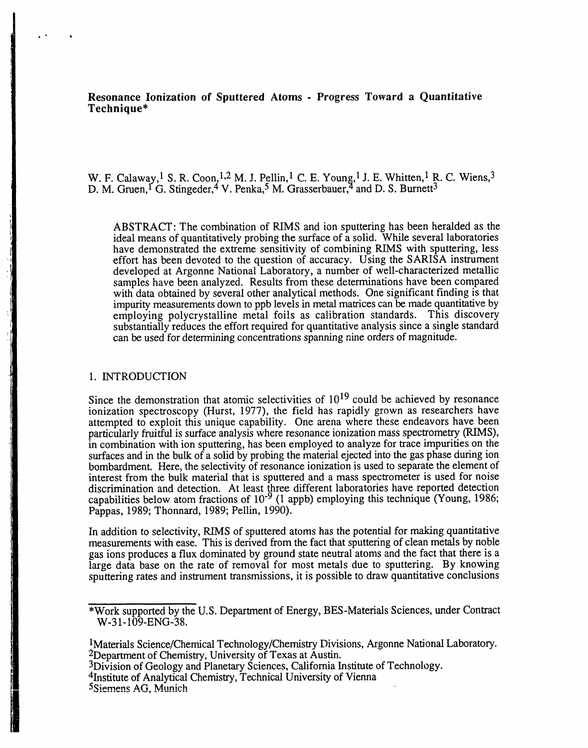# Resonance Ionization of Sputtered Atoms - Progress Toward a Quantitative Technique*

W. F. Calaway,[1] S. R. Coon,[1,2] M. J. Pellin,[1] C. E. Young,[1] J. E. Whitten,[1] R. C. Wiens,[3] D. M. Gruen,[1] G. Stingeder,[4] V. Penka,[5] M. Grasserbauer,[4] and D. S. Burnett[3]

ABSTRACT: The combination of RIMS and ion sputtering has been heralded as the ideal means of quantitatively probing the surface of a solid. While several laboratories have demonstrated the extreme sensitivity of combining RIMS with sputtering, less effort has been devoted to the question of accuracy. Using the SARISA instrument developed at Argonne National Laboratory, a number of well-characterized metallic samples have been analyzed. Results from these determinations have been compared with data obtained by several other analytical methods. One significant finding is that impurity measurements down to ppb levels in metal matrices can be made quantitative by employing polycrystalline metal foils as calibration standards. This discovery substantially reduces the effort required for quantitative analysis since a single standard can be used for determining concentrations spanning nine orders of magnitude.

## 1. INTRODUCTION

Since the demonstration that atomic selectivities of $10^{19}$ could be achieved by resonance ionization spectroscopy (Hurst, 1977), the field has rapidly grown as researchers have attempted to exploit this unique capability. One arena where these endeavors have been particularly fruitful is surface analysis where resonance ionization mass spectrometry (RIMS), in combination with ion sputtering, has been employed to analyze for trace impurities on the surfaces and in the bulk of a solid by probing the material ejected into the gas phase during ion bombardment. Here, the selectivity of resonance ionization is used to separate the element of interest from the bulk material that is sputtered and a mass spectrometer is used for noise discrimination and detection. At least three different laboratories have reported detection capabilities below atom fractions of $10^{-9}$ (1 appb) employing this technique (Young, 1986; Pappas, 1989; Thonnard, 1989; Pellin, 1990).

In addition to selectivity, RIMS of sputtered atoms has the potential for making quantitative measurements with ease. This is derived from the fact that sputtering of clean metals by noble gas ions produces a flux dominated by ground state neutral atoms and the fact that there is a large data base on the rate of removal for most metals due to sputtering. By knowing sputtering rates and instrument transmissions, it is possible to draw quantitative conclusions

*Work supported by the U.S. Department of Energy, BES-Materials Sciences, under Contract W-31-109-ENG-38.

[1]Materials Science/Chemical Technology/Chemistry Divisions, Argonne National Laboratory.
[2]Department of Chemistry, University of Texas at Austin.
[3]Division of Geology and Planetary Sciences, California Institute of Technology.
[4]Institute of Analytical Chemistry, Technical University of Vienna
[5]Siemens AG, Munich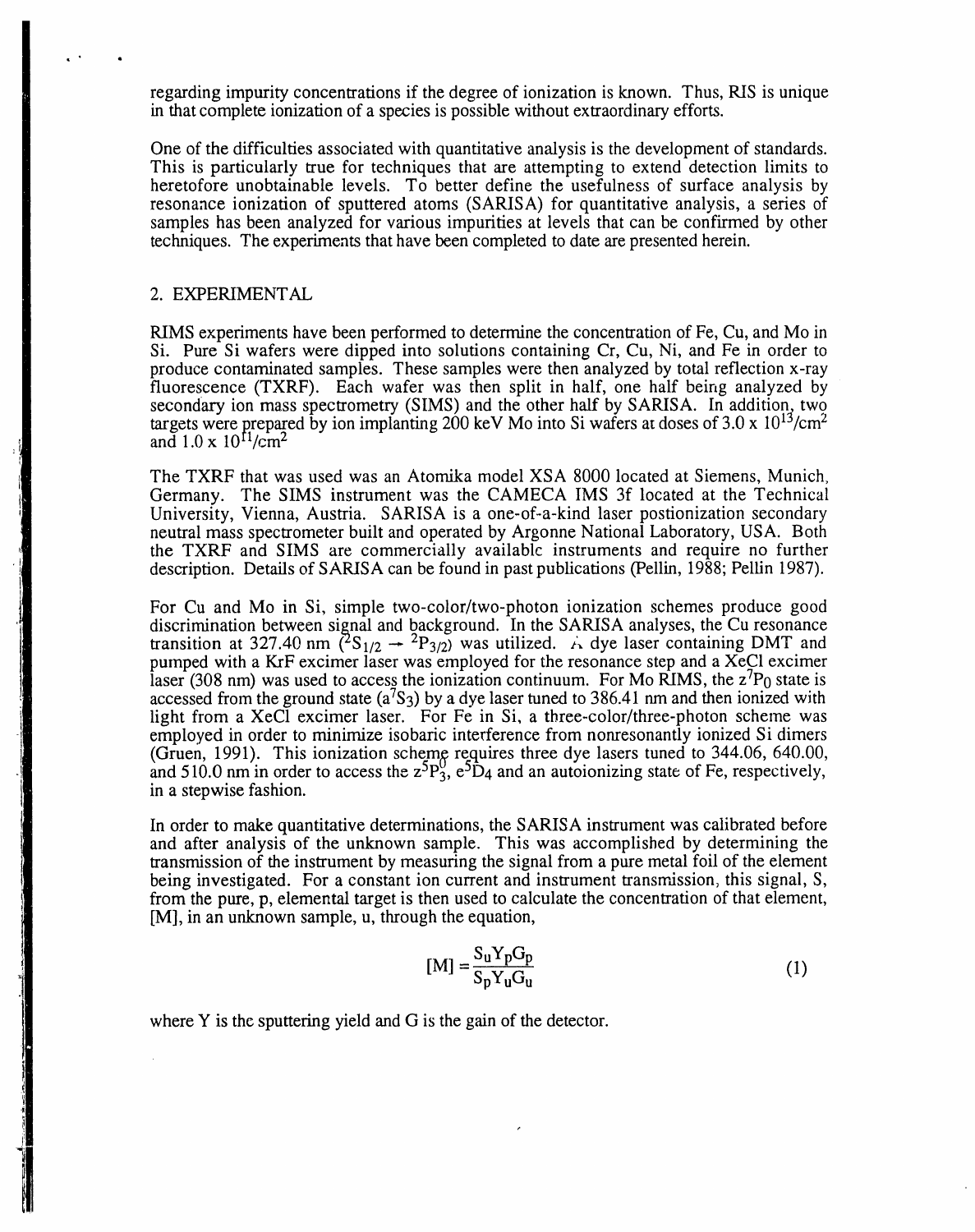regarding impurity concentrations if the degree of ionization is known. Thus, RIS is unique in that complete ionization of a species is possible without extraordinary efforts.

One of the difficulties associated with quantitative analysis is the development of standards. This is particularly true for techniques that are attempting to extend detection limits to heretofore unobtainable levels. To better define the usefulness of surface analysis by resonance ionization of sputtered atoms (SARISA) for quantitative analysis, a series of samples has been analyzed for various impurities at levels that can be confirmed by other techniques. The experiments that have been completed to date are presented herein.

## 2. EXPERIMENTAL

RIMS experiments have been performed to determine the concentration of Fe, Cu, and Mo in Si. Pure Si wafers were dipped into solutions containing Cr, Cu, Ni, and Fe in order to produce contaminated samples. These samples were then analyzed by total reflection x-ray fluorescence (TXRF). Each wafer was then split in half, one half being analyzed by secondary ion mass spectrometry (SIMS) and the other half by SARISA. In addition, two targets were prepared by ion implanting 200 keV Mo into Si wafers at doses of $3.0 \times 10^{13}/\text{cm}^2$ and $1.0 \times 10^{11}/\text{cm}^2$

The TXRF that was used was an Atomika model XSA 8000 located at Siemens, Munich, Germany. The SIMS instrument was the CAMECA IMS 3f located at the Technical University, Vienna, Austria. SARISA is a one-of-a-kind laser postionization secondary neutral mass spectrometer built and operated by Argonne National Laboratory, USA. Both the TXRF and SIMS are commercially available instruments and require no further description. Details of SARISA can be found in past publications (Pellin, 1988; Pellin 1987).

For Cu and Mo in Si, simple two-color/two-photon ionization schemes produce good discrimination between signal and background. In the SARISA analyses, the Cu resonance transition at 327.40 nm ($^2S_{1/2} \rightarrow {}^2P_{3/2}$) was utilized. A dye laser containing DMT and pumped with a KrF excimer laser was employed for the resonance step and a XeCl excimer laser (308 nm) was used to access the ionization continuum. For Mo RIMS, the $z^7P_0$ state is accessed from the ground state ($a^7S_3$) by a dye laser tuned to 386.41 nm and then ionized with light from a XeCl excimer laser. For Fe in Si, a three-color/three-photon scheme was employed in order to minimize isobaric interference from nonresonantly ionized Si dimers (Gruen, 1991). This ionization scheme requires three dye lasers tuned to 344.06, 640.00, and 510.0 nm in order to access the $z^5P^0_3$, $e^5D_4$ and an autoionizing state of Fe, respectively, in a stepwise fashion.

In order to make quantitative determinations, the SARISA instrument was calibrated before and after analysis of the unknown sample. This was accomplished by determining the transmission of the instrument by measuring the signal from a pure metal foil of the element being investigated. For a constant ion current and instrument transmission, this signal, S, from the pure, p, elemental target is then used to calculate the concentration of that element, [M], in an unknown sample, u, through the equation,

$$[M] = \frac{S_u Y_p G_p}{S_p Y_u G_u} \tag{1}$$

where Y is the sputtering yield and G is the gain of the detector.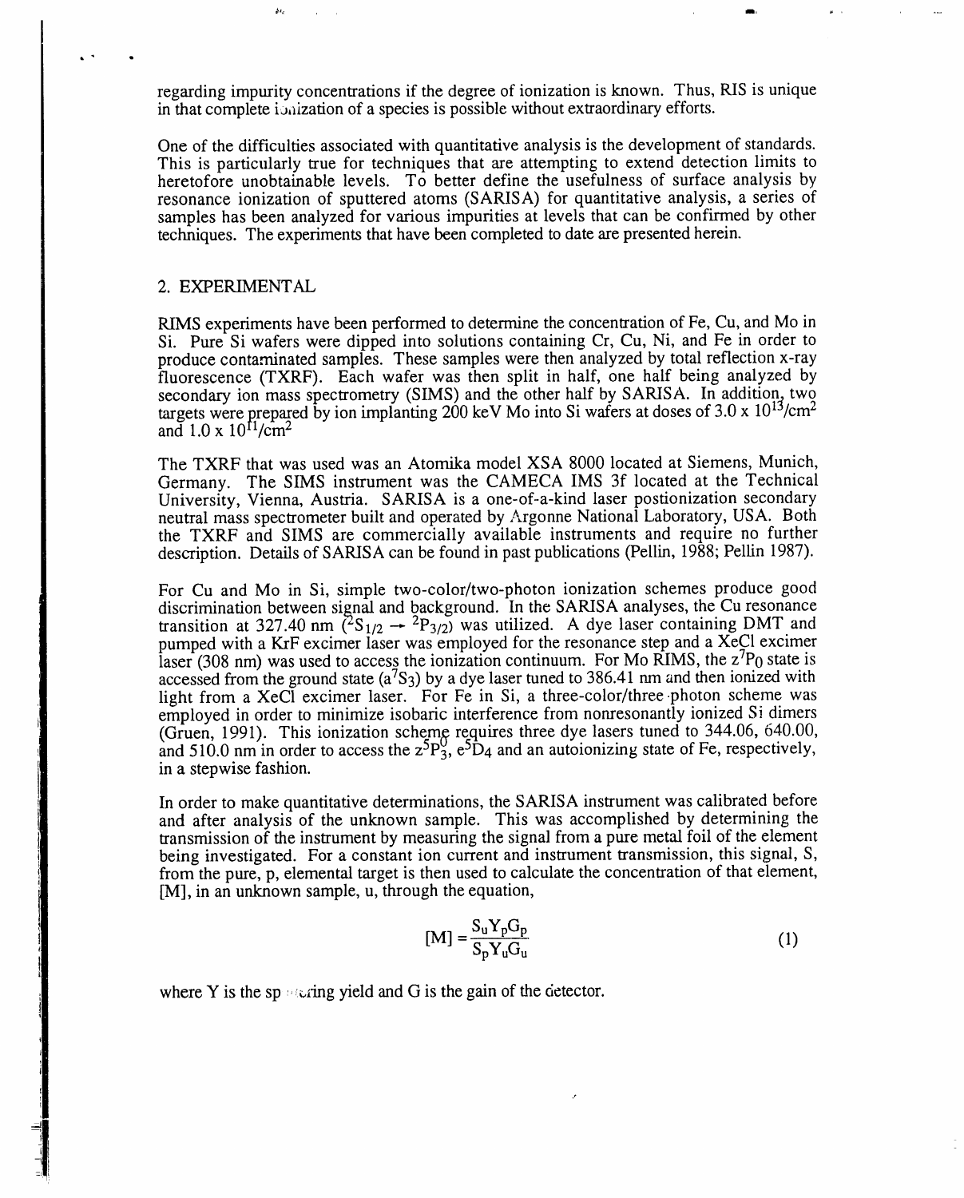regarding impurity concentrations if the degree of ionization is known. Thus, RIS is unique in that complete ionization of a species is possible without extraordinary efforts.

One of the difficulties associated with quantitative analysis is the development of standards. This is particularly true for techniques that are attempting to extend detection limits to heretofore unobtainable levels. To better define the usefulness of surface analysis by resonance ionization of sputtered atoms (SARISA) for quantitative analysis, a series of samples has been analyzed for various impurities at levels that can be confirmed by other techniques. The experiments that have been completed to date are presented herein.

## 2. EXPERIMENTAL

RIMS experiments have been performed to determine the concentration of Fe, Cu, and Mo in Si. Pure Si wafers were dipped into solutions containing Cr, Cu, Ni, and Fe in order to produce contaminated samples. These samples were then analyzed by total reflection x-ray fluorescence (TXRF). Each wafer was then split in half, one half being analyzed by secondary ion mass spectrometry (SIMS) and the other half by SARISA. In addition, two targets were prepared by ion implanting 200 keV Mo into Si wafers at doses of $3.0 \times 10^{13}/cm^2$ and $1.0 \times 10^{11}/cm^2$

The TXRF that was used was an Atomika model XSA 8000 located at Siemens, Munich, Germany. The SIMS instrument was the CAMECA IMS 3f located at the Technical University, Vienna, Austria. SARISA is a one-of-a-kind laser postionization secondary neutral mass spectrometer built and operated by Argonne National Laboratory, USA. Both the TXRF and SIMS are commercially available instruments and require no further description. Details of SARISA can be found in past publications (Pellin, 1988; Pellin 1987).

For Cu and Mo in Si, simple two-color/two-photon ionization schemes produce good discrimination between signal and background. In the SARISA analyses, the Cu resonance transition at 327.40 nm ($^2S_{1/2} \rightarrow {}^2P_{3/2}$) was utilized. A dye laser containing DMT and pumped with a KrF excimer laser was employed for the resonance step and a XeCl excimer laser (308 nm) was used to access the ionization continuum. For Mo RIMS, the $z^7P_0$ state is accessed from the ground state ($a^7S_3$) by a dye laser tuned to 386.41 nm and then ionized with light from a XeCl excimer laser. For Fe in Si, a three-color/three-photon scheme was employed in order to minimize isobaric interference from nonresonantly ionized Si dimers (Gruen, 1991). This ionization scheme requires three dye lasers tuned to 344.06, 640.00, and 510.0 nm in order to access the $z^5P^0_3$, $e^5D_4$ and an autoionizing state of Fe, respectively, in a stepwise fashion.

In order to make quantitative determinations, the SARISA instrument was calibrated before and after analysis of the unknown sample. This was accomplished by determining the transmission of the instrument by measuring the signal from a pure metal foil of the element being investigated. For a constant ion current and instrument transmission, this signal, S, from the pure, p, elemental target is then used to calculate the concentration of that element, [M], in an unknown sample, u, through the equation,

$$[M] = \frac{S_u Y_p G_p}{S_p Y_u G_u} \qquad (1)$$

where Y is the sputtering yield and G is the gain of the detector.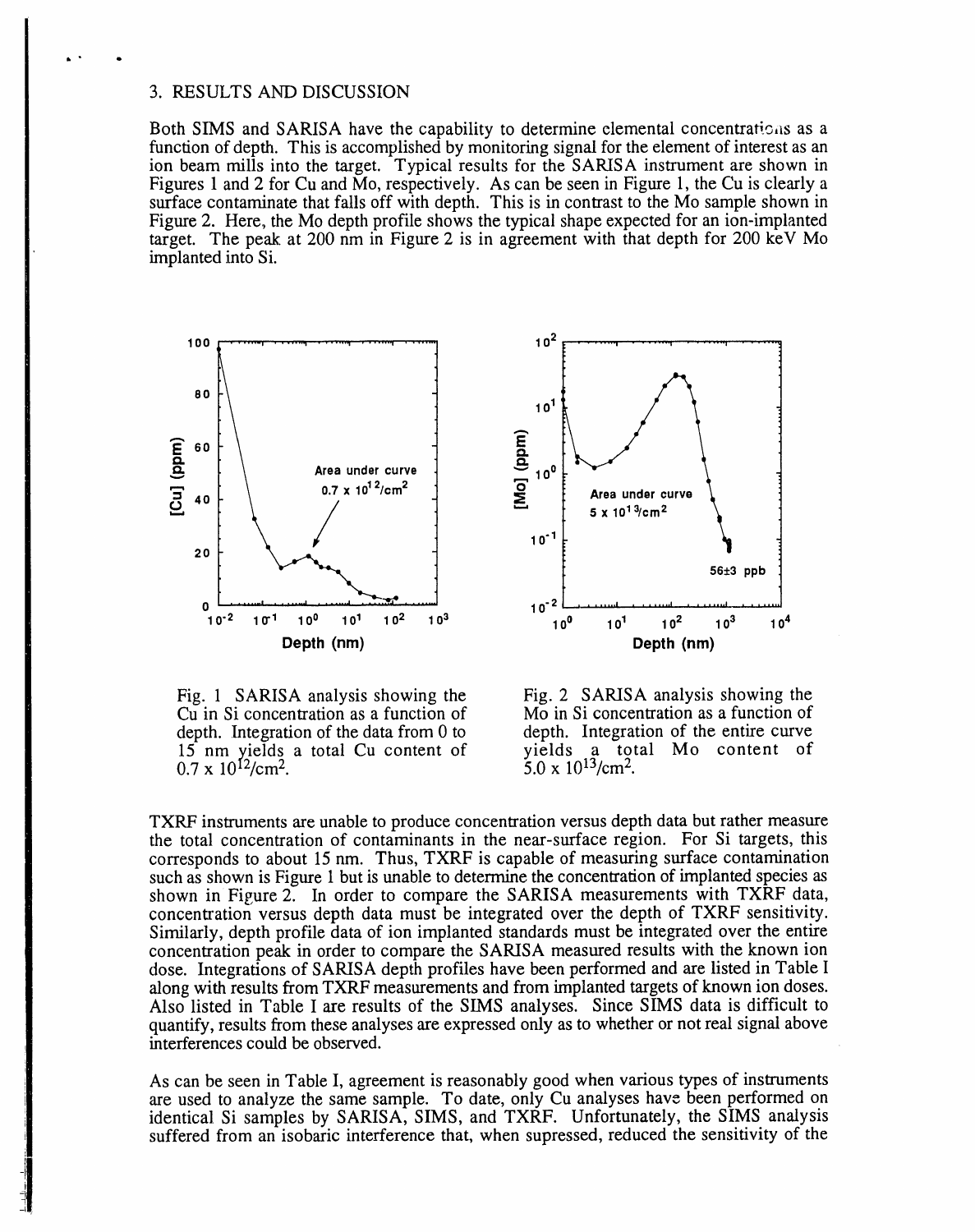## 3. RESULTS AND DISCUSSION

Both SIMS and SARISA have the capability to determine elemental concentrations as a function of depth. This is accomplished by monitoring signal for the element of interest as an ion beam mills into the target. Typical results for the SARISA instrument are shown in Figures 1 and 2 for Cu and Mo, respectively. As can be seen in Figure 1, the Cu is clearly a surface contaminate that falls off with depth. This is in contrast to the Mo sample shown in Figure 2. Here, the Mo depth profile shows the typical shape expected for an ion-implanted target. The peak at 200 nm in Figure 2 is in agreement with that depth for 200 keV Mo implanted into Si.

Fig. 1 SARISA analysis showing the Cu in Si concentration as a function of depth. Integration of the data from 0 to 15 nm yields a total Cu content of $0.7 \times 10^{12}/cm^2$.

Fig. 2 SARISA analysis showing the Mo in Si concentration as a function of depth. Integration of the entire curve yields a total Mo content of $5.0 \times 10^{13}/cm^2$.

TXRF instruments are unable to produce concentration versus depth data but rather measure the total concentration of contaminants in the near-surface region. For Si targets, this corresponds to about 15 nm. Thus, TXRF is capable of measuring surface contamination such as shown is Figure 1 but is unable to determine the concentration of implanted species as shown in Figure 2. In order to compare the SARISA measurements with TXRF data, concentration versus depth data must be integrated over the depth of TXRF sensitivity. Similarly, depth profile data of ion implanted standards must be integrated over the entire concentration peak in order to compare the SARISA measured results with the known ion dose. Integrations of SARISA depth profiles have been performed and are listed in Table I along with results from TXRF measurements and from implanted targets of known ion doses. Also listed in Table I are results of the SIMS analyses. Since SIMS data is difficult to quantify, results from these analyses are expressed only as to whether or not real signal above interferences could be observed.

As can be seen in Table I, agreement is reasonably good when various types of instruments are used to analyze the same sample. To date, only Cu analyses have been performed on identical Si samples by SARISA, SIMS, and TXRF. Unfortunately, the SIMS analysis suffered from an isobaric interference that, when supressed, reduced the sensitivity of the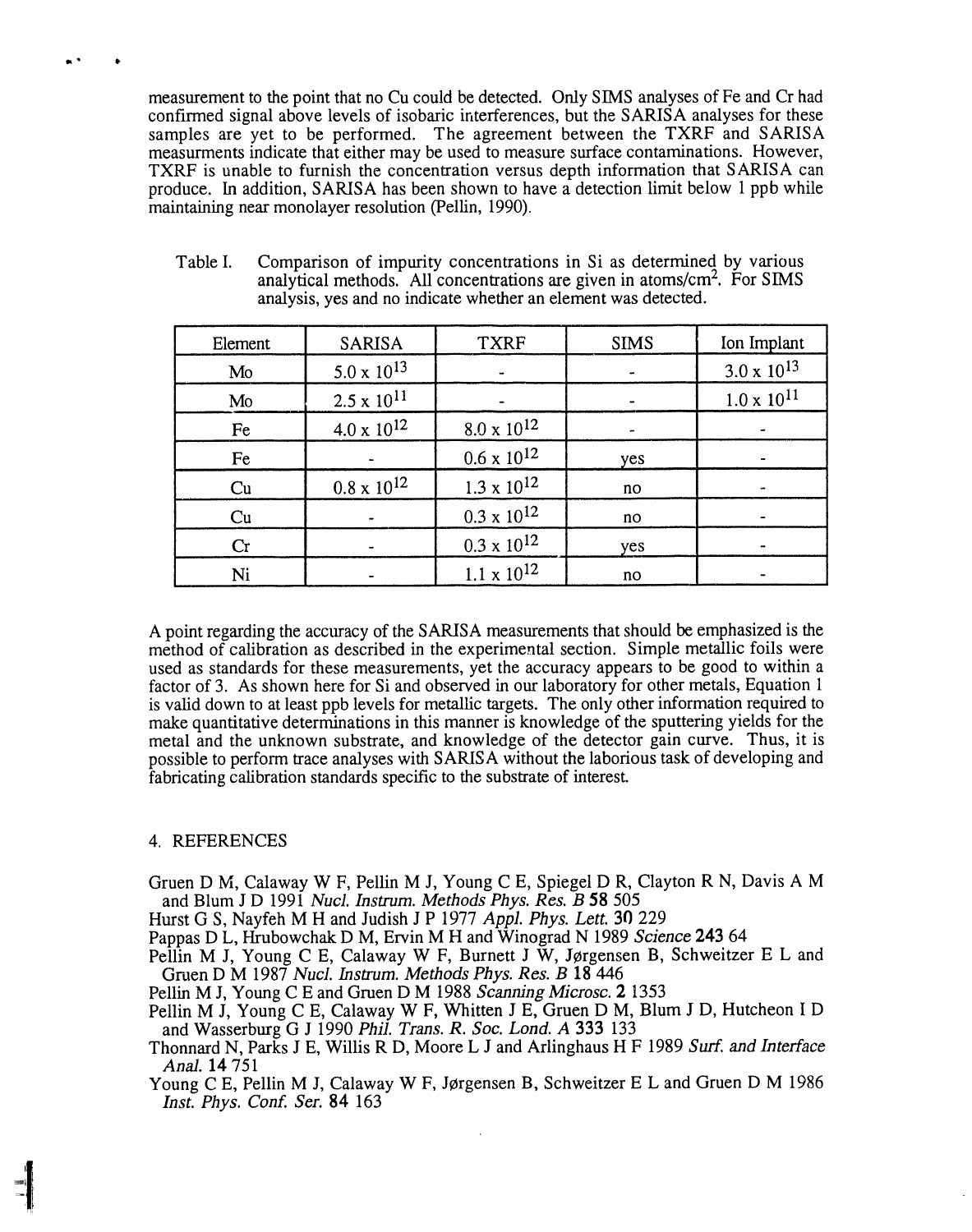measurement to the point that no Cu could be detected. Only SIMS analyses of Fe and Cr had confirmed signal above levels of isobaric interferences, but the SARISA analyses for these samples are yet to be performed. The agreement between the TXRF and SARISA measurments indicate that either may be used to measure surface contaminations. However, TXRF is unable to furnish the concentration versus depth information that SARISA can produce. In addition, SARISA has been shown to have a detection limit below 1 ppb while maintaining near monolayer resolution (Pellin, 1990).

Table I. Comparison of impurity concentrations in Si as determined by various analytical methods. All concentrations are given in atoms/cm$^2$. For SIMS analysis, yes and no indicate whether an element was detected.

| Element | SARISA | TXRF | SIMS | Ion Implant |
|---|---|---|---|---|
| Mo | $5.0 \times 10^{13}$ | - | - | $3.0 \times 10^{13}$ |
| Mo | $2.5 \times 10^{11}$ | - | - | $1.0 \times 10^{11}$ |
| Fe | $4.0 \times 10^{12}$ | $8.0 \times 10^{12}$ | - | - |
| Fe | - | $0.6 \times 10^{12}$ | yes | - |
| Cu | $0.8 \times 10^{12}$ | $1.3 \times 10^{12}$ | no | - |
| Cu | - | $0.3 \times 10^{12}$ | no | - |
| Cr | - | $0.3 \times 10^{12}$ | yes | - |
| Ni | - | $1.1 \times 10^{12}$ | no | - |

A point regarding the accuracy of the SARISA measurements that should be emphasized is the method of calibration as described in the experimental section. Simple metallic foils were used as standards for these measurements, yet the accuracy appears to be good to within a factor of 3. As shown here for Si and observed in our laboratory for other metals, Equation 1 is valid down to at least ppb levels for metallic targets. The only other information required to make quantitative determinations in this manner is knowledge of the sputtering yields for the metal and the unknown substrate, and knowledge of the detector gain curve. Thus, it is possible to perform trace analyses with SARISA without the laborious task of developing and fabricating calibration standards specific to the substrate of interest.

## 4. REFERENCES

Gruen D M, Calaway W F, Pellin M J, Young C E, Spiegel D R, Clayton R N, Davis A M and Blum J D 1991 *Nucl. Instrum. Methods Phys. Res. B* **58** 505

Hurst G S, Nayfeh M H and Judish J P 1977 *Appl. Phys. Lett.* **30** 229

Pappas D L, Hrubowchak D M, Ervin M H and Winograd N 1989 *Science* **243** 64

Pellin M J, Young C E, Calaway W F, Burnett J W, Jørgensen B, Schweitzer E L and Gruen D M 1987 *Nucl. Instrum. Methods Phys. Res. B* **18** 446

Pellin M J, Young C E and Gruen D M 1988 *Scanning Microsc.* **2** 1353

Pellin M J, Young C E, Calaway W F, Whitten J E, Gruen D M, Blum J D, Hutcheon I D and Wasserburg G J 1990 *Phil. Trans. R. Soc. Lond. A* **333** 133

Thonnard N, Parks J E, Willis R D, Moore L J and Arlinghaus H F 1989 *Surf. and Interface Anal.* **14** 751

Young C E, Pellin M J, Calaway W F, Jørgensen B, Schweitzer E L and Gruen D M 1986 *Inst. Phys. Conf. Ser.* **84** 163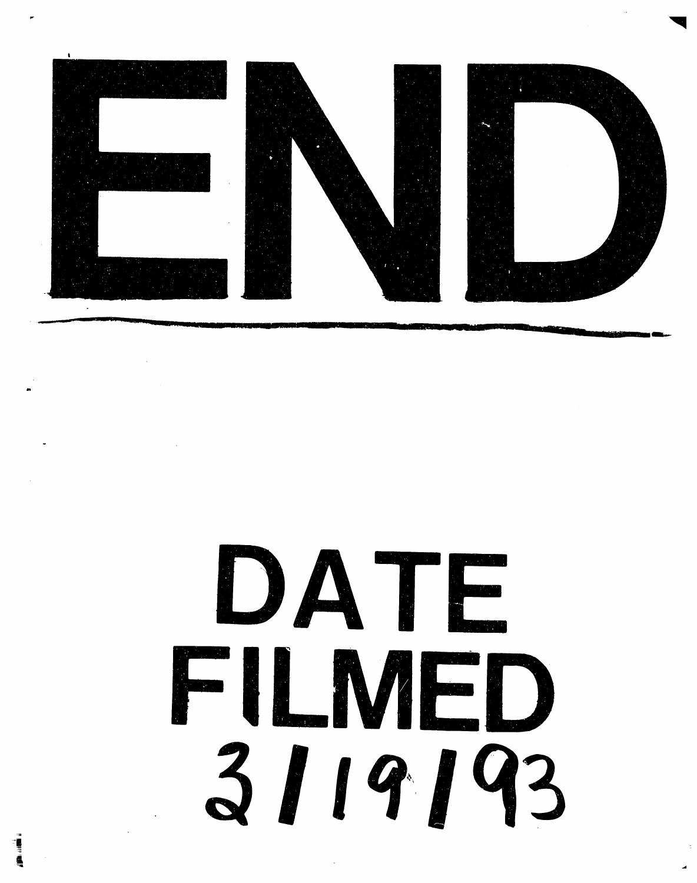# END

# DATE FILMED

3/19/93